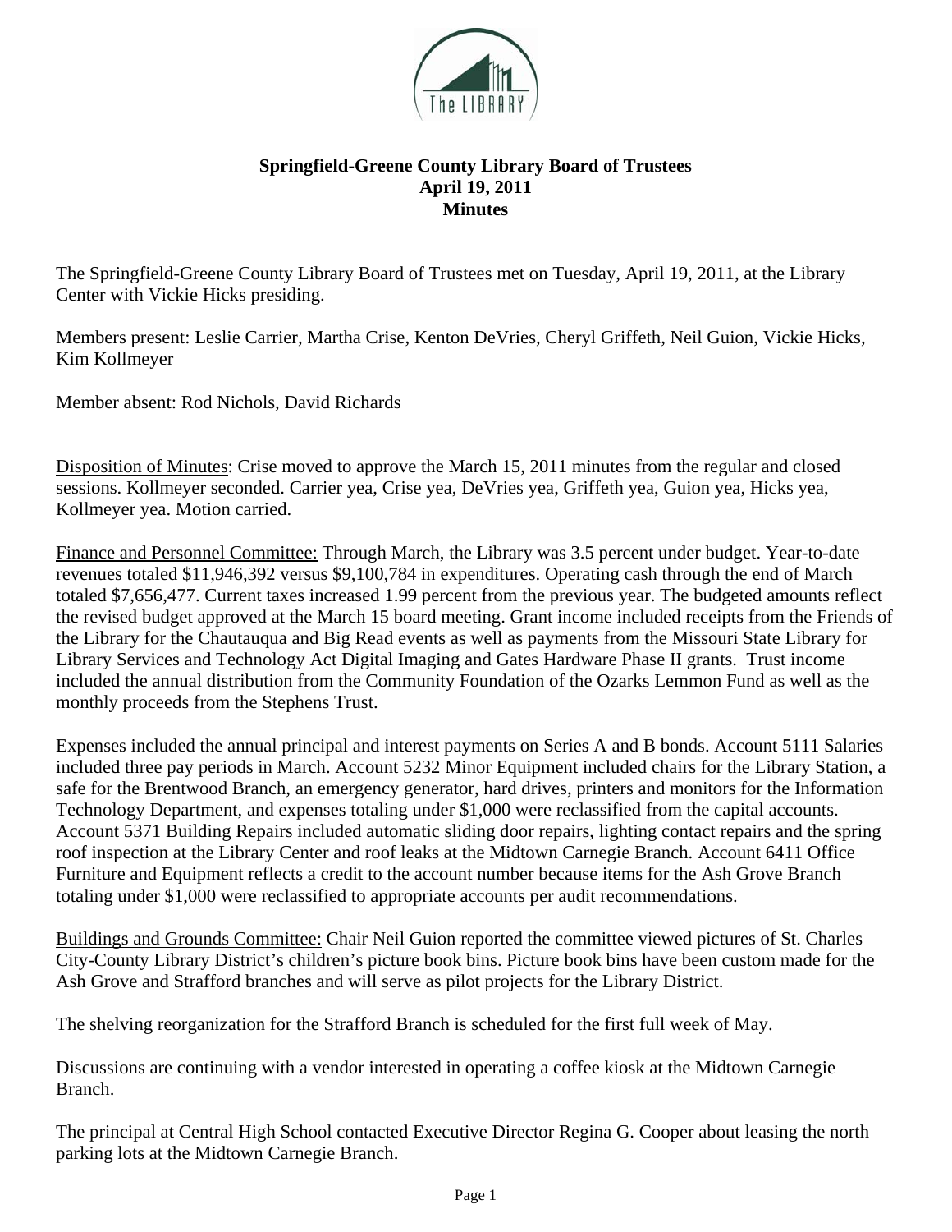**Springfield-Greene County Library Board of Trustees**
**April 19, 2011**
**Minutes**

The Springfield-Greene County Library Board of Trustees met on Tuesday, April 19, 2011, at the Library Center with Vickie Hicks presiding.

Members present: Leslie Carrier, Martha Crise, Kenton DeVries, Cheryl Griffeth, Neil Guion, Vickie Hicks, Kim Kollmeyer

Member absent: Rod Nichols, David Richards

Disposition of Minutes: Crise moved to approve the March 15, 2011 minutes from the regular and closed sessions. Kollmeyer seconded. Carrier yea, Crise yea, DeVries yea, Griffeth yea, Guion yea, Hicks yea, Kollmeyer yea. Motion carried.

Finance and Personnel Committee: Through March, the Library was 3.5 percent under budget. Year-to-date revenues totaled $11,946,392 versus $9,100,784 in expenditures. Operating cash through the end of March totaled $7,656,477. Current taxes increased 1.99 percent from the previous year. The budgeted amounts reflect the revised budget approved at the March 15 board meeting. Grant income included receipts from the Friends of the Library for the Chautauqua and Big Read events as well as payments from the Missouri State Library for Library Services and Technology Act Digital Imaging and Gates Hardware Phase II grants. Trust income included the annual distribution from the Community Foundation of the Ozarks Lemmon Fund as well as the monthly proceeds from the Stephens Trust.

Expenses included the annual principal and interest payments on Series A and B bonds. Account 5111 Salaries included three pay periods in March. Account 5232 Minor Equipment included chairs for the Library Station, a safe for the Brentwood Branch, an emergency generator, hard drives, printers and monitors for the Information Technology Department, and expenses totaling under $1,000 were reclassified from the capital accounts. Account 5371 Building Repairs included automatic sliding door repairs, lighting contact repairs and the spring roof inspection at the Library Center and roof leaks at the Midtown Carnegie Branch. Account 6411 Office Furniture and Equipment reflects a credit to the account number because items for the Ash Grove Branch totaling under $1,000 were reclassified to appropriate accounts per audit recommendations.

Buildings and Grounds Committee: Chair Neil Guion reported the committee viewed pictures of St. Charles City-County Library District's children's picture book bins. Picture book bins have been custom made for the Ash Grove and Strafford branches and will serve as pilot projects for the Library District.

The shelving reorganization for the Strafford Branch is scheduled for the first full week of May.

Discussions are continuing with a vendor interested in operating a coffee kiosk at the Midtown Carnegie Branch.

The principal at Central High School contacted Executive Director Regina G. Cooper about leasing the north parking lots at the Midtown Carnegie Branch.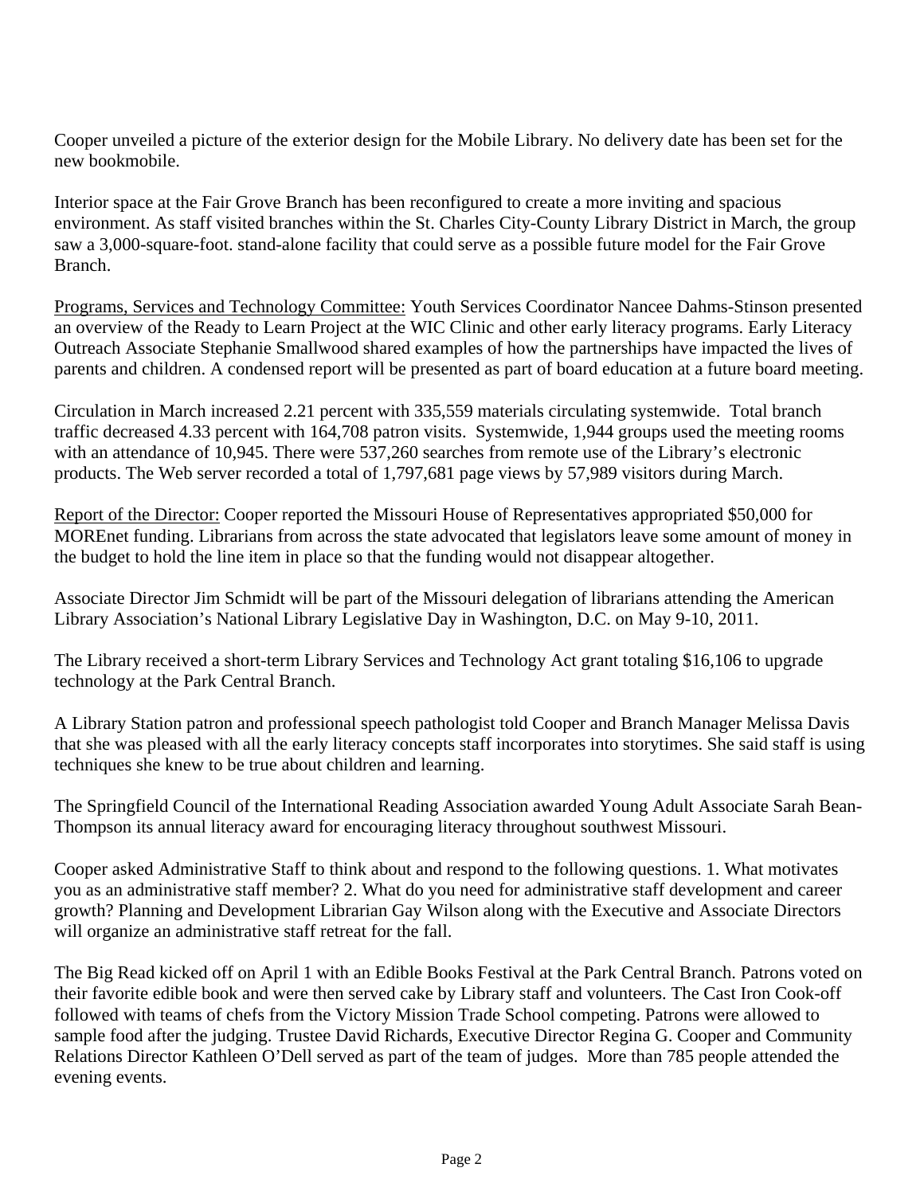Cooper unveiled a picture of the exterior design for the Mobile Library. No delivery date has been set for the new bookmobile.

Interior space at the Fair Grove Branch has been reconfigured to create a more inviting and spacious environment. As staff visited branches within the St. Charles City-County Library District in March, the group saw a 3,000-square-foot. stand-alone facility that could serve as a possible future model for the Fair Grove Branch.

<u>Programs, Services and Technology Committee:</u> Youth Services Coordinator Nancee Dahms-Stinson presented an overview of the Ready to Learn Project at the WIC Clinic and other early literacy programs. Early Literacy Outreach Associate Stephanie Smallwood shared examples of how the partnerships have impacted the lives of parents and children. A condensed report will be presented as part of board education at a future board meeting.

Circulation in March increased 2.21 percent with 335,559 materials circulating systemwide. Total branch traffic decreased 4.33 percent with 164,708 patron visits. Systemwide, 1,944 groups used the meeting rooms with an attendance of 10,945. There were 537,260 searches from remote use of the Library's electronic products. The Web server recorded a total of 1,797,681 page views by 57,989 visitors during March.

<u>Report of the Director:</u> Cooper reported the Missouri House of Representatives appropriated $50,000 for MOREnet funding. Librarians from across the state advocated that legislators leave some amount of money in the budget to hold the line item in place so that the funding would not disappear altogether.

Associate Director Jim Schmidt will be part of the Missouri delegation of librarians attending the American Library Association's National Library Legislative Day in Washington, D.C. on May 9-10, 2011.

The Library received a short-term Library Services and Technology Act grant totaling $16,106 to upgrade technology at the Park Central Branch.

A Library Station patron and professional speech pathologist told Cooper and Branch Manager Melissa Davis that she was pleased with all the early literacy concepts staff incorporates into storytimes. She said staff is using techniques she knew to be true about children and learning.

The Springfield Council of the International Reading Association awarded Young Adult Associate Sarah Bean-Thompson its annual literacy award for encouraging literacy throughout southwest Missouri.

Cooper asked Administrative Staff to think about and respond to the following questions. 1. What motivates you as an administrative staff member? 2. What do you need for administrative staff development and career growth? Planning and Development Librarian Gay Wilson along with the Executive and Associate Directors will organize an administrative staff retreat for the fall.

The Big Read kicked off on April 1 with an Edible Books Festival at the Park Central Branch. Patrons voted on their favorite edible book and were then served cake by Library staff and volunteers. The Cast Iron Cook-off followed with teams of chefs from the Victory Mission Trade School competing. Patrons were allowed to sample food after the judging. Trustee David Richards, Executive Director Regina G. Cooper and Community Relations Director Kathleen O'Dell served as part of the team of judges. More than 785 people attended the evening events.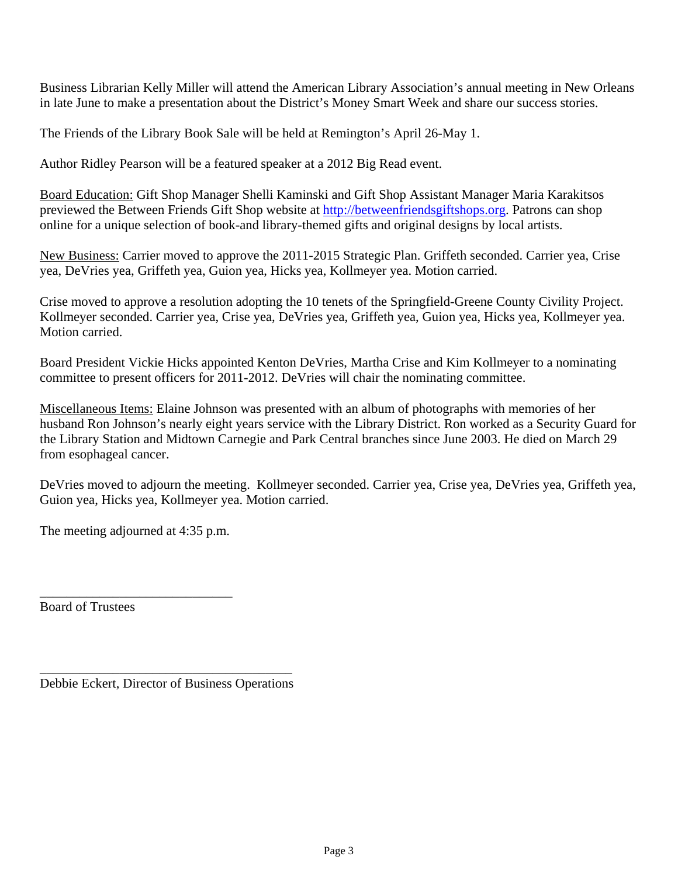Business Librarian Kelly Miller will attend the American Library Association's annual meeting in New Orleans in late June to make a presentation about the District's Money Smart Week and share our success stories.

The Friends of the Library Book Sale will be held at Remington's April 26-May 1.

Author Ridley Pearson will be a featured speaker at a 2012 Big Read event.

Board Education: Gift Shop Manager Shelli Kaminski and Gift Shop Assistant Manager Maria Karakitsos previewed the Between Friends Gift Shop website at http://betweenfriendsgiftshops.org. Patrons can shop online for a unique selection of book-and library-themed gifts and original designs by local artists.

New Business: Carrier moved to approve the 2011-2015 Strategic Plan. Griffeth seconded. Carrier yea, Crise yea, DeVries yea, Griffeth yea, Guion yea, Hicks yea, Kollmeyer yea. Motion carried.

Crise moved to approve a resolution adopting the 10 tenets of the Springfield-Greene County Civility Project. Kollmeyer seconded. Carrier yea, Crise yea, DeVries yea, Griffeth yea, Guion yea, Hicks yea, Kollmeyer yea. Motion carried.

Board President Vickie Hicks appointed Kenton DeVries, Martha Crise and Kim Kollmeyer to a nominating committee to present officers for 2011-2012. DeVries will chair the nominating committee.

Miscellaneous Items: Elaine Johnson was presented with an album of photographs with memories of her husband Ron Johnson's nearly eight years service with the Library District. Ron worked as a Security Guard for the Library Station and Midtown Carnegie and Park Central branches since June 2003. He died on March 29 from esophageal cancer.

DeVries moved to adjourn the meeting. Kollmeyer seconded. Carrier yea, Crise yea, DeVries yea, Griffeth yea, Guion yea, Hicks yea, Kollmeyer yea. Motion carried.

The meeting adjourned at 4:35 p.m.

\_\_\_\_\_\_\_\_\_\_\_\_\_\_\_\_\_\_\_\_\_\_\_\_\_\_\_\_\_\_

Board of Trustees

\_\_\_\_\_\_\_\_\_\_\_\_\_\_\_\_\_\_\_\_\_\_\_\_\_\_\_\_\_\_\_\_\_\_\_\_\_\_\_

Debbie Eckert, Director of Business Operations